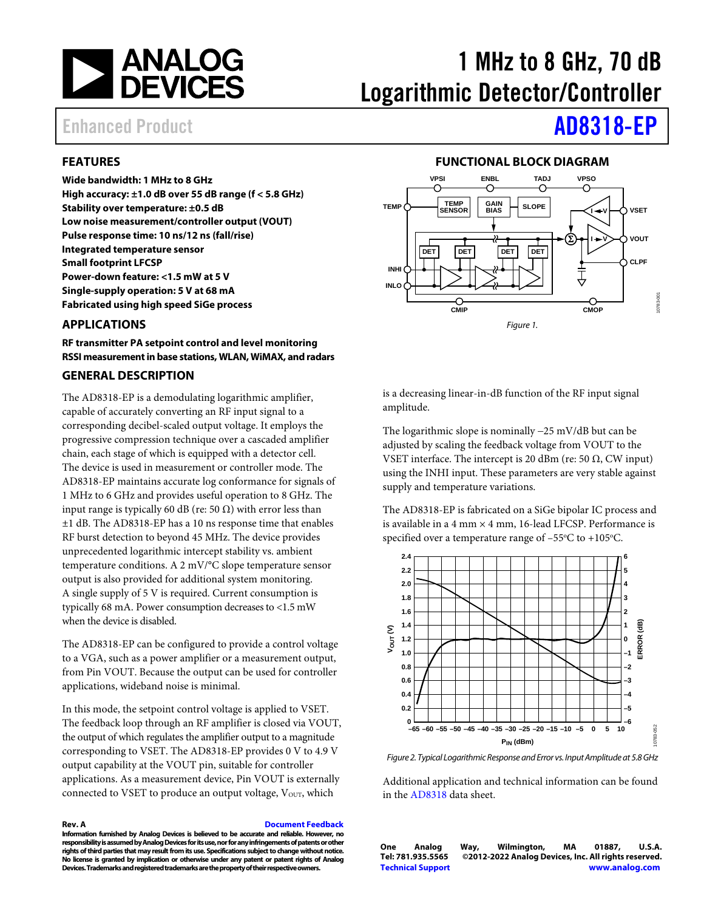# 1 MHz to 8 GHz, 70 dB Logarithmic Detector/Controller

Enhanced Product

# AD8318-EP

## FEATURES

- **Wide bandwidth: 1 MHz to 8 GHz**
- **High accuracy: ±1.0 dB over 55 dB range (f < 5.8 GHz)**
- **Stability over temperature: ±0.5 dB**
- **Low noise measurement/controller output (VOUT)**
- **Pulse response time: 10 ns/12 ns (fall/rise)**
- **Integrated temperature sensor**
- **Small footprint LFCSP**
- **Power-down feature: <1.5 mW at 5 V**
- **Single-supply operation: 5 V at 68 mA**
- **Fabricated using high speed SiGe process**

## APPLICATIONS

**RF transmitter PA setpoint control and level monitoring**
**RSSI measurement in base stations, WLAN, WiMAX, and radars**

## FUNCTIONAL BLOCK DIAGRAM

Figure 1.

## GENERAL DESCRIPTION

The AD8318-EP is a demodulating logarithmic amplifier, capable of accurately converting an RF input signal to a corresponding decibel-scaled output voltage. It employs the progressive compression technique over a cascaded amplifier chain, each stage of which is equipped with a detector cell. The device is used in measurement or controller mode. The AD8318-EP maintains accurate log conformance for signals of 1 MHz to 6 GHz and provides useful operation to 8 GHz. The input range is typically 60 dB (re: 50 Ω) with error less than ±1 dB. The AD8318-EP has a 10 ns response time that enables RF burst detection to beyond 45 MHz. The device provides unprecedented logarithmic intercept stability vs. ambient temperature conditions. A 2 mV/°C slope temperature sensor output is also provided for additional system monitoring. A single supply of 5 V is required. Current consumption is typically 68 mA. Power consumption decreases to <1.5 mW when the device is disabled.

The AD8318-EP can be configured to provide a control voltage to a VGA, such as a power amplifier or a measurement output, from Pin VOUT. Because the output can be used for controller applications, wideband noise is minimal.

In this mode, the setpoint control voltage is applied to VSET. The feedback loop through an RF amplifier is closed via VOUT, the output of which regulates the amplifier output to a magnitude corresponding to VSET. The AD8318-EP provides 0 V to 4.9 V output capability at the VOUT pin, suitable for controller applications. As a measurement device, Pin VOUT is externally connected to VSET to produce an output voltage, $V_{OUT}$, which is a decreasing linear-in-dB function of the RF input signal amplitude.

The logarithmic slope is nominally −25 mV/dB but can be adjusted by scaling the feedback voltage from VOUT to the VSET interface. The intercept is 20 dBm (re: 50 Ω, CW input) using the INHI input. These parameters are very stable against supply and temperature variations.

The AD8318-EP is fabricated on a SiGe bipolar IC process and is available in a 4 mm × 4 mm, 16-lead LFCSP. Performance is specified over a temperature range of −55°C to +105°C.

Figure 2. Typical Logarithmic Response and Error vs. Input Amplitude at 5.8 GHz

Additional application and technical information can be found in the AD8318 data sheet.

Rev. A

Information furnished by Analog Devices is believed to be accurate and reliable. However, no responsibility is assumed by Analog Devices for its use, nor for any infringements of patents or other rights of third parties that may result from its use. Specifications subject to change without notice. No license is granted by implication or otherwise under any patent or patent rights of Analog Devices. Trademarks and registered trademarks are the property of their respective owners.

One Analog Way, Wilmington, MA 01887, U.S.A.
Tel: 781.935.5565 ©2012-2022 Analog Devices, Inc. All rights reserved.
Technical Support www.analog.com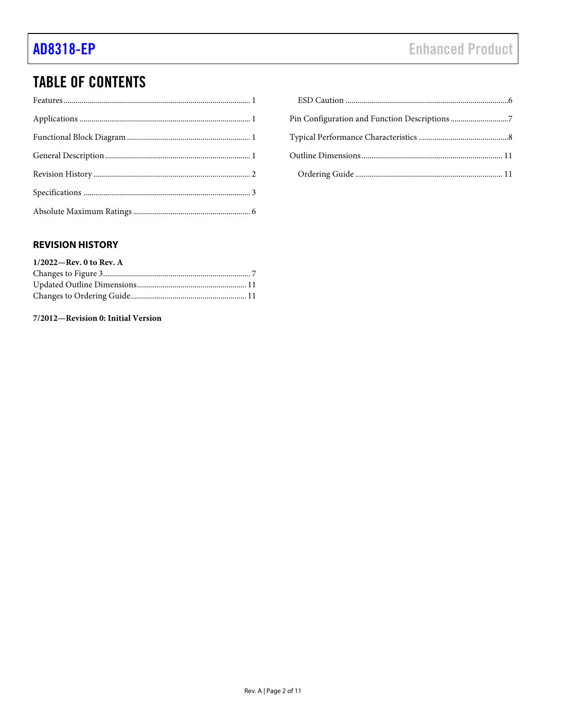# TABLE OF CONTENTS

Features ... 1
Applications ... 1
Functional Block Diagram ... 1
General Description ... 1
Revision History ... 2
Specifications ... 3
Absolute Maximum Ratings ... 6
    ESD Caution ... 6
Pin Configuration and Function Descriptions ... 7
Typical Performance Characteristics ... 8
Outline Dimensions ... 11
    Ordering Guide ... 11

## REVISION HISTORY

**1/2022—Rev. 0 to Rev. A**

Changes to Figure 3 ... 7
Updated Outline Dimensions ... 11
Changes to Ordering Guide ... 11

**7/2012—Revision 0: Initial Version**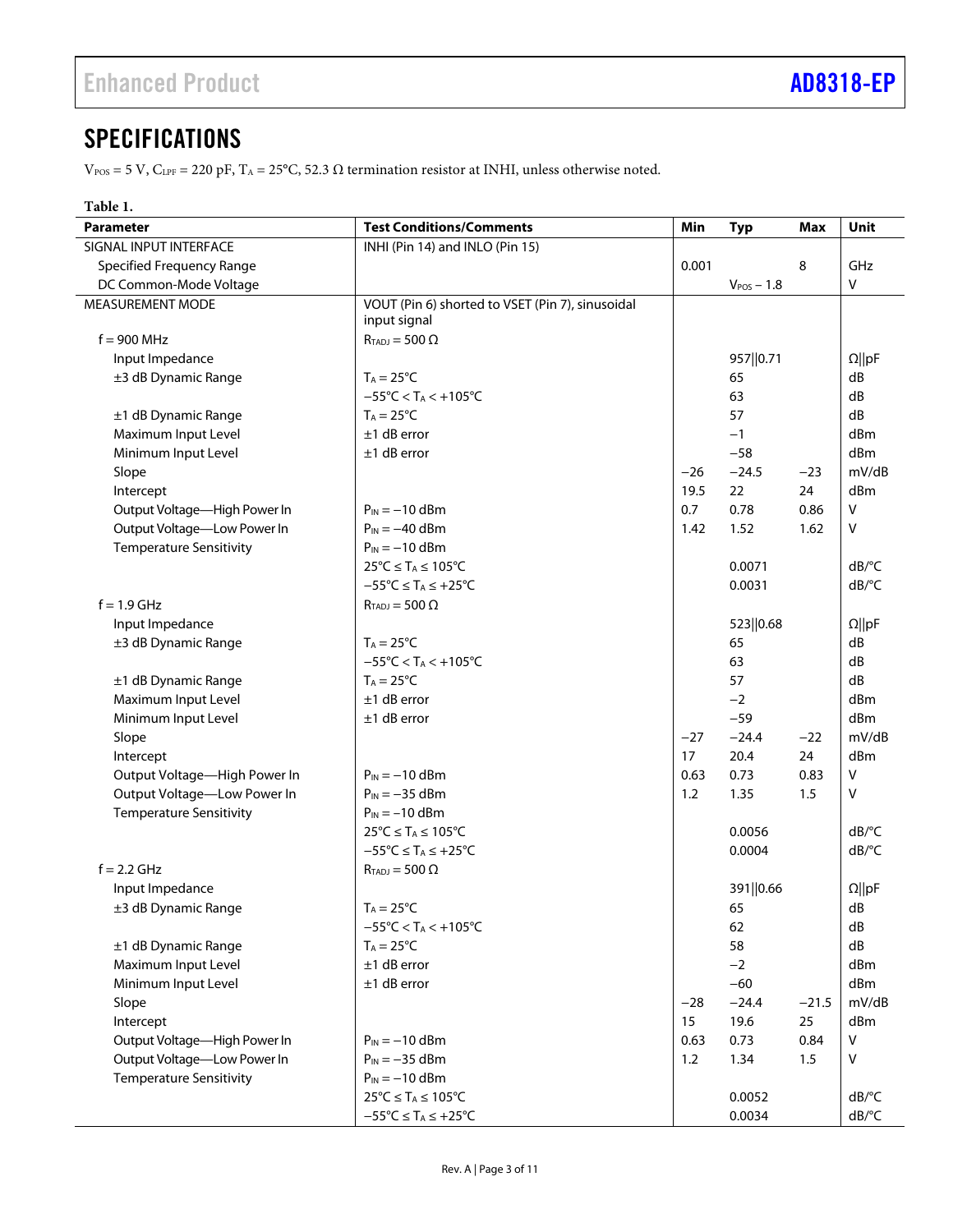## SPECIFICATIONS

$V_{POS}$ = 5 V, $C_{LPF}$ = 220 pF, $T_A$ = 25°C, 52.3 Ω termination resistor at INHI, unless otherwise noted.

**Table 1.**

| Parameter | Test Conditions/Comments | Min | Typ | Max | Unit |
|---|---|---|---|---|---|
| SIGNAL INPUT INTERFACE | INHI (Pin 14) and INLO (Pin 15) | | | | |
| Specified Frequency Range | | 0.001 | | 8 | GHz |
| DC Common-Mode Voltage | | | $V_{POS}$ − 1.8 | | V |
| MEASUREMENT MODE | VOUT (Pin 6) shorted to VSET (Pin 7), sinusoidal input signal | | | | |
| f = 900 MHz | $R_{TADJ}$ = 500 Ω | | | | |
| Input Impedance | | | 957‖0.71 | | Ω‖pF |
| ±3 dB Dynamic Range | $T_A$ = 25°C | | 65 | | dB |
| | −55°C < $T_A$ < +105°C | | 63 | | dB |
| ±1 dB Dynamic Range | $T_A$ = 25°C | | 57 | | dB |
| Maximum Input Level | ±1 dB error | | −1 | | dBm |
| Minimum Input Level | ±1 dB error | | −58 | | dBm |
| Slope | | −26 | −24.5 | −23 | mV/dB |
| Intercept | | 19.5 | 22 | 24 | dBm |
| Output Voltage—High Power In | $P_{IN}$ = −10 dBm | 0.7 | 0.78 | 0.86 | V |
| Output Voltage—Low Power In | $P_{IN}$ = −40 dBm | 1.42 | 1.52 | 1.62 | V |
| Temperature Sensitivity | $P_{IN}$ = −10 dBm | | | | |
| | 25°C ≤ $T_A$ ≤ 105°C | | 0.0071 | | dB/°C |
| | −55°C ≤ $T_A$ ≤ +25°C | | 0.0031 | | dB/°C |
| f = 1.9 GHz | $R_{TADJ}$ = 500 Ω | | | | |
| Input Impedance | | | 523‖0.68 | | Ω‖pF |
| ±3 dB Dynamic Range | $T_A$ = 25°C | | 65 | | dB |
| | −55°C < $T_A$ < +105°C | | 63 | | dB |
| ±1 dB Dynamic Range | $T_A$ = 25°C | | 57 | | dB |
| Maximum Input Level | ±1 dB error | | −2 | | dBm |
| Minimum Input Level | ±1 dB error | | −59 | | dBm |
| Slope | | −27 | −24.4 | −22 | mV/dB |
| Intercept | | 17 | 20.4 | 24 | dBm |
| Output Voltage—High Power In | $P_{IN}$ = −10 dBm | 0.63 | 0.73 | 0.83 | V |
| Output Voltage—Low Power In | $P_{IN}$ = −35 dBm | 1.2 | 1.35 | 1.5 | V |
| Temperature Sensitivity | $P_{IN}$ = −10 dBm | | | | |
| | 25°C ≤ $T_A$ ≤ 105°C | | 0.0056 | | dB/°C |
| | −55°C ≤ $T_A$ ≤ +25°C | | 0.0004 | | dB/°C |
| f = 2.2 GHz | $R_{TADJ}$ = 500 Ω | | | | |
| Input Impedance | | | 391‖0.66 | | Ω‖pF |
| ±3 dB Dynamic Range | $T_A$ = 25°C | | 65 | | dB |
| | −55°C < $T_A$ < +105°C | | 62 | | dB |
| ±1 dB Dynamic Range | $T_A$ = 25°C | | 58 | | dB |
| Maximum Input Level | ±1 dB error | | −2 | | dBm |
| Minimum Input Level | ±1 dB error | | −60 | | dBm |
| Slope | | −28 | −24.4 | −21.5 | mV/dB |
| Intercept | | 15 | 19.6 | 25 | dBm |
| Output Voltage—High Power In | $P_{IN}$ = −10 dBm | 0.63 | 0.73 | 0.84 | V |
| Output Voltage—Low Power In | $P_{IN}$ = −35 dBm | 1.2 | 1.34 | 1.5 | V |
| Temperature Sensitivity | $P_{IN}$ = −10 dBm | | | | |
| | 25°C ≤ $T_A$ ≤ 105°C | | 0.0052 | | dB/°C |
| | −55°C ≤ $T_A$ ≤ +25°C | | 0.0034 | | dB/°C |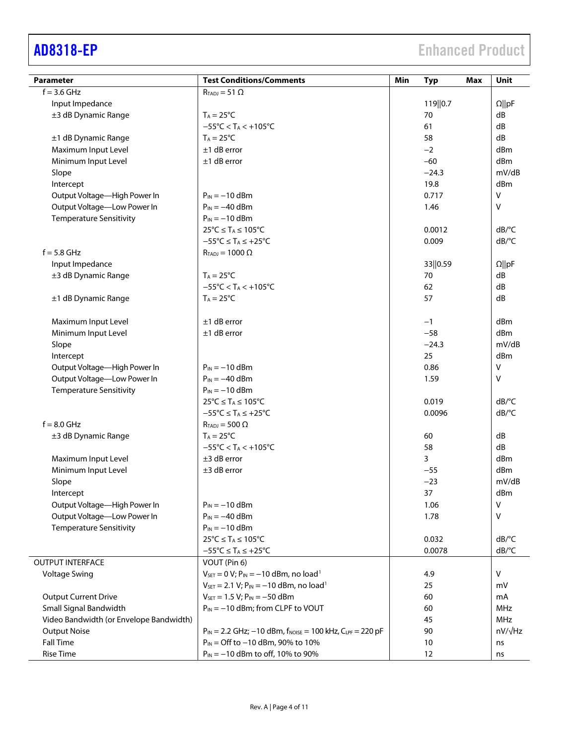| Parameter | Test Conditions/Comments | Min | Typ | Max | Unit |
|---|---|---|---|---|---|
| f = 3.6 GHz | $R_{TADJ}$ = 51 Ω | | | | |
| Input Impedance | | | 119‖0.7 | | Ω‖pF |
| ±3 dB Dynamic Range | $T_A$ = 25°C | | 70 | | dB |
| | −55°C < $T_A$ < +105°C | | 61 | | dB |
| ±1 dB Dynamic Range | $T_A$ = 25°C | | 58 | | dB |
| Maximum Input Level | ±1 dB error | | −2 | | dBm |
| Minimum Input Level | ±1 dB error | | −60 | | dBm |
| Slope | | | −24.3 | | mV/dB |
| Intercept | | | 19.8 | | dBm |
| Output Voltage—High Power In | $P_{IN}$ = −10 dBm | | 0.717 | | V |
| Output Voltage—Low Power In | $P_{IN}$ = −40 dBm | | 1.46 | | V |
| Temperature Sensitivity | $P_{IN}$ = −10 dBm | | | | |
| | 25°C ≤ $T_A$ ≤ 105°C | | 0.0012 | | dB/°C |
| | −55°C ≤ $T_A$ ≤ +25°C | | 0.009 | | dB/°C |
| f = 5.8 GHz | $R_{TADJ}$ = 1000 Ω | | | | |
| Input Impedance | | | 33‖0.59 | | Ω‖pF |
| ±3 dB Dynamic Range | $T_A$ = 25°C | | 70 | | dB |
| | −55°C < $T_A$ < +105°C | | 62 | | dB |
| ±1 dB Dynamic Range | $T_A$ = 25°C | | 57 | | dB |
| Maximum Input Level | ±1 dB error | | −1 | | dBm |
| Minimum Input Level | ±1 dB error | | −58 | | dBm |
| Slope | | | −24.3 | | mV/dB |
| Intercept | | | 25 | | dBm |
| Output Voltage—High Power In | $P_{IN}$ = −10 dBm | | 0.86 | | V |
| Output Voltage—Low Power In | $P_{IN}$ = −40 dBm | | 1.59 | | V |
| Temperature Sensitivity | $P_{IN}$ = −10 dBm | | | | |
| | 25°C ≤ $T_A$ ≤ 105°C | | 0.019 | | dB/°C |
| | −55°C ≤ $T_A$ ≤ +25°C | | 0.0096 | | dB/°C |
| f = 8.0 GHz | $R_{TADJ}$ = 500 Ω | | | | |
| ±3 dB Dynamic Range | $T_A$ = 25°C | | 60 | | dB |
| | −55°C < $T_A$ < +105°C | | 58 | | dB |
| Maximum Input Level | ±3 dB error | | 3 | | dBm |
| Minimum Input Level | ±3 dB error | | −55 | | dBm |
| Slope | | | −23 | | mV/dB |
| Intercept | | | 37 | | dBm |
| Output Voltage—High Power In | $P_{IN}$ = −10 dBm | | 1.06 | | V |
| Output Voltage—Low Power In | $P_{IN}$ = −40 dBm | | 1.78 | | V |
| Temperature Sensitivity | $P_{IN}$ = −10 dBm | | | | |
| | 25°C ≤ $T_A$ ≤ 105°C | | 0.032 | | dB/°C |
| | −55°C ≤ $T_A$ ≤ +25°C | | 0.0078 | | dB/°C |
| OUTPUT INTERFACE | VOUT (Pin 6) | | | | |
| Voltage Swing | $V_{SET}$ = 0 V; $P_{IN}$ = −10 dBm, no load[1] | | 4.9 | | V |
| | $V_{SET}$ = 2.1 V; $P_{IN}$ = −10 dBm, no load[1] | | 25 | | mV |
| Output Current Drive | $V_{SET}$ = 1.5 V; $P_{IN}$ = −50 dBm | | 60 | | mA |
| Small Signal Bandwidth | $P_{IN}$ = −10 dBm; from CLPF to VOUT | | 60 | | MHz |
| Video Bandwidth (or Envelope Bandwidth) | | | 45 | | MHz |
| Output Noise | $P_{IN}$ = 2.2 GHz; −10 dBm, $f_{NOISE}$ = 100 kHz, $C_{LPF}$ = 220 pF | | 90 | | nV/√Hz |
| Fall Time | $P_{IN}$ = Off to −10 dBm, 90% to 10% | | 10 | | ns |
| Rise Time | $P_{IN}$ = −10 dBm to off, 10% to 90% | | 12 | | ns |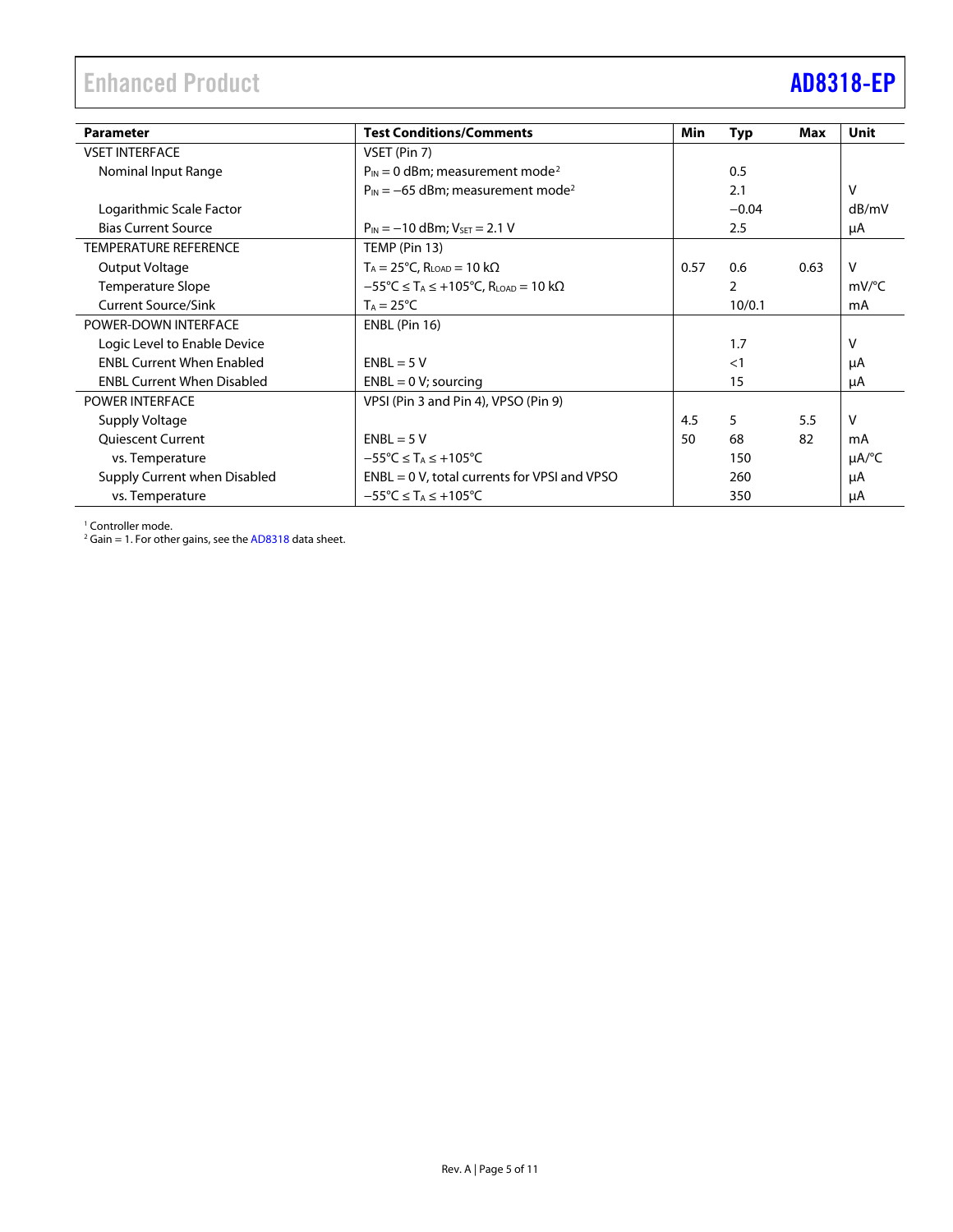| Parameter | Test Conditions/Comments | Min | Typ | Max | Unit |
|---|---|---|---|---|---|
| VSET INTERFACE | VSET (Pin 7) | | | | |
| Nominal Input Range | $P_{IN}$ = 0 dBm; measurement mode[2] | | 0.5 | | |
| | $P_{IN}$ = −65 dBm; measurement mode[2] | | 2.1 | | V |
| Logarithmic Scale Factor | | | −0.04 | | dB/mV |
| Bias Current Source | $P_{IN}$ = −10 dBm; $V_{SET}$ = 2.1 V | | 2.5 | | μA |
| TEMPERATURE REFERENCE | TEMP (Pin 13) | | | | |
| Output Voltage | $T_A$ = 25°C, $R_{LOAD}$ = 10 kΩ | 0.57 | 0.6 | 0.63 | V |
| Temperature Slope | −55°C ≤ $T_A$ ≤ +105°C, $R_{LOAD}$ = 10 kΩ | | 2 | | mV/°C |
| Current Source/Sink | $T_A$ = 25°C | | 10/0.1 | | mA |
| POWER-DOWN INTERFACE | ENBL (Pin 16) | | | | |
| Logic Level to Enable Device | | | 1.7 | | V |
| ENBL Current When Enabled | ENBL = 5 V | | <1 | | μA |
| ENBL Current When Disabled | ENBL = 0 V; sourcing | | 15 | | μA |
| POWER INTERFACE | VPSI (Pin 3 and Pin 4), VPSO (Pin 9) | | | | |
| Supply Voltage | | 4.5 | 5 | 5.5 | V |
| Quiescent Current | ENBL = 5 V | 50 | 68 | 82 | mA |
| vs. Temperature | −55°C ≤ $T_A$ ≤ +105°C | | 150 | | μA/°C |
| Supply Current when Disabled | ENBL = 0 V, total currents for VPSI and VPSO | | 260 | | μA |
| vs. Temperature | −55°C ≤ $T_A$ ≤ +105°C | | 350 | | μA |

[1] Controller mode.
[2] Gain = 1. For other gains, see the AD8318 data sheet.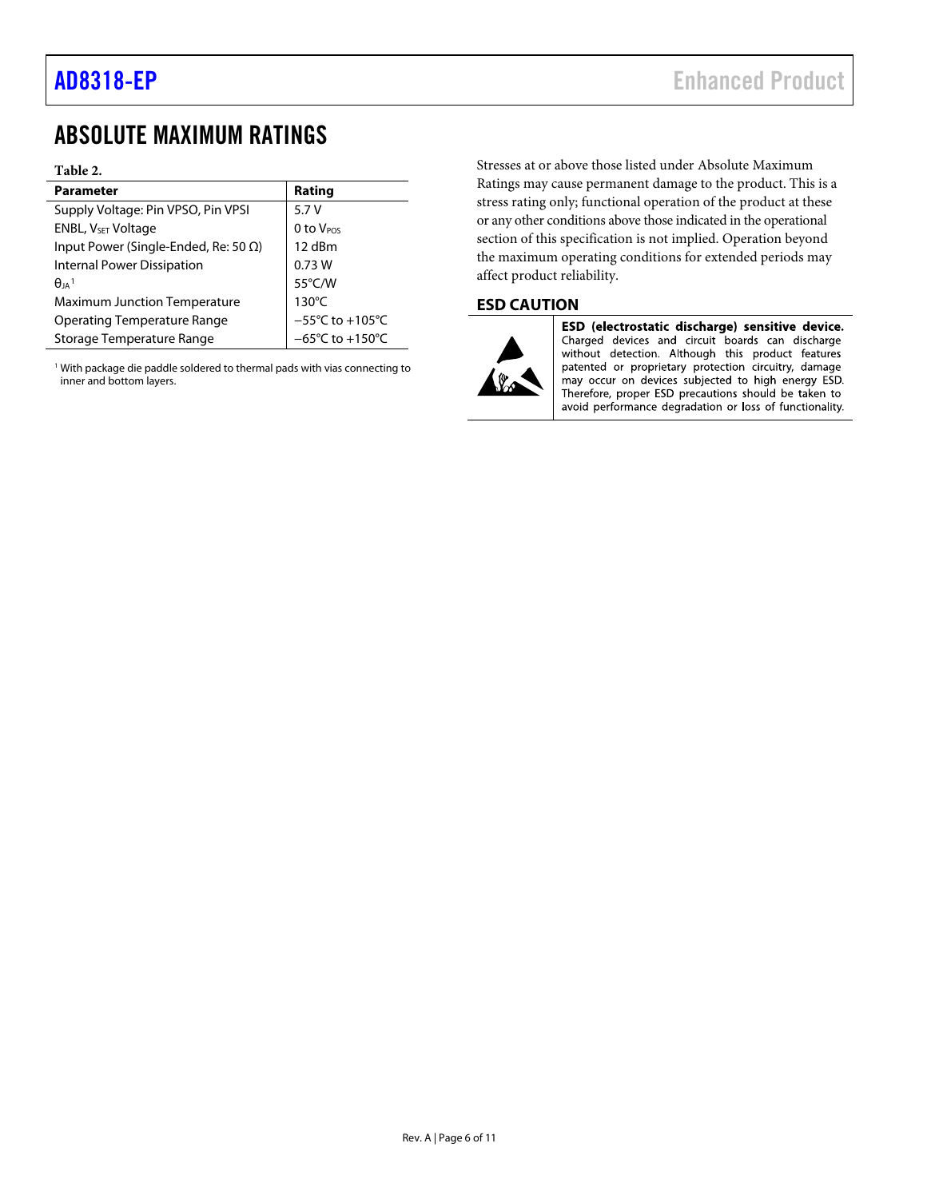## ABSOLUTE MAXIMUM RATINGS

**Table 2.**

| Parameter | Rating |
|---|---|
| Supply Voltage: Pin VPSO, Pin VPSI | 5.7 V |
| ENBL, $V_{SET}$ Voltage | 0 to $V_{POS}$ |
| Input Power (Single-Ended, Re: 50 Ω) | 12 dBm |
| Internal Power Dissipation | 0.73 W |
| $θ_{JA}$[1] | 55°C/W |
| Maximum Junction Temperature | 130°C |
| Operating Temperature Range | −55°C to +105°C |
| Storage Temperature Range | −65°C to +150°C |

[1] With package die paddle soldered to thermal pads with vias connecting to inner and bottom layers.

Stresses at or above those listed under Absolute Maximum Ratings may cause permanent damage to the product. This is a stress rating only; functional operation of the product at these or any other conditions above those indicated in the operational section of this specification is not implied. Operation beyond the maximum operating conditions for extended periods may affect product reliability.

### ESD CAUTION

**ESD (electrostatic discharge) sensitive device.** Charged devices and circuit boards can discharge without detection. Although this product features patented or proprietary protection circuitry, damage may occur on devices subjected to high energy ESD. Therefore, proper ESD precautions should be taken to avoid performance degradation or loss of functionality.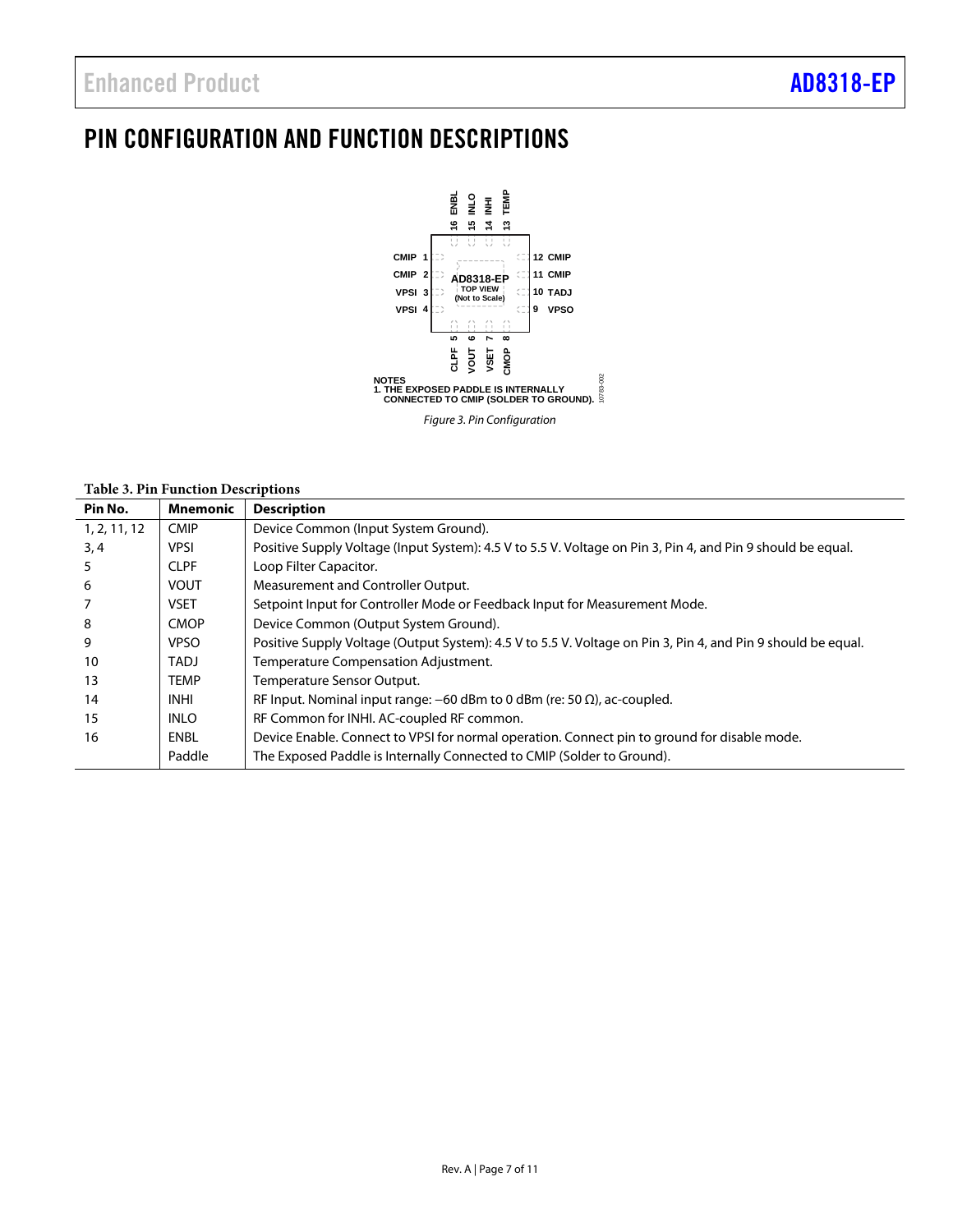# PIN CONFIGURATION AND FUNCTION DESCRIPTIONS

NOTES
1. THE EXPOSED PADDLE IS INTERNALLY CONNECTED TO CMIP (SOLDER TO GROUND).

*Figure 3. Pin Configuration*

**Table 3. Pin Function Descriptions**

| Pin No. | Mnemonic | Description |
|---|---|---|
| 1, 2, 11, 12 | CMIP | Device Common (Input System Ground). |
| 3, 4 | VPSI | Positive Supply Voltage (Input System): 4.5 V to 5.5 V. Voltage on Pin 3, Pin 4, and Pin 9 should be equal. |
| 5 | CLPF | Loop Filter Capacitor. |
| 6 | VOUT | Measurement and Controller Output. |
| 7 | VSET | Setpoint Input for Controller Mode or Feedback Input for Measurement Mode. |
| 8 | CMOP | Device Common (Output System Ground). |
| 9 | VPSO | Positive Supply Voltage (Output System): 4.5 V to 5.5 V. Voltage on Pin 3, Pin 4, and Pin 9 should be equal. |
| 10 | TADJ | Temperature Compensation Adjustment. |
| 13 | TEMP | Temperature Sensor Output. |
| 14 | INHI | RF Input. Nominal input range: −60 dBm to 0 dBm (re: 50 Ω), ac-coupled. |
| 15 | INLO | RF Common for INHI. AC-coupled RF common. |
| 16 | ENBL | Device Enable. Connect to VPSI for normal operation. Connect pin to ground for disable mode. |
| | Paddle | The Exposed Paddle is Internally Connected to CMIP (Solder to Ground). |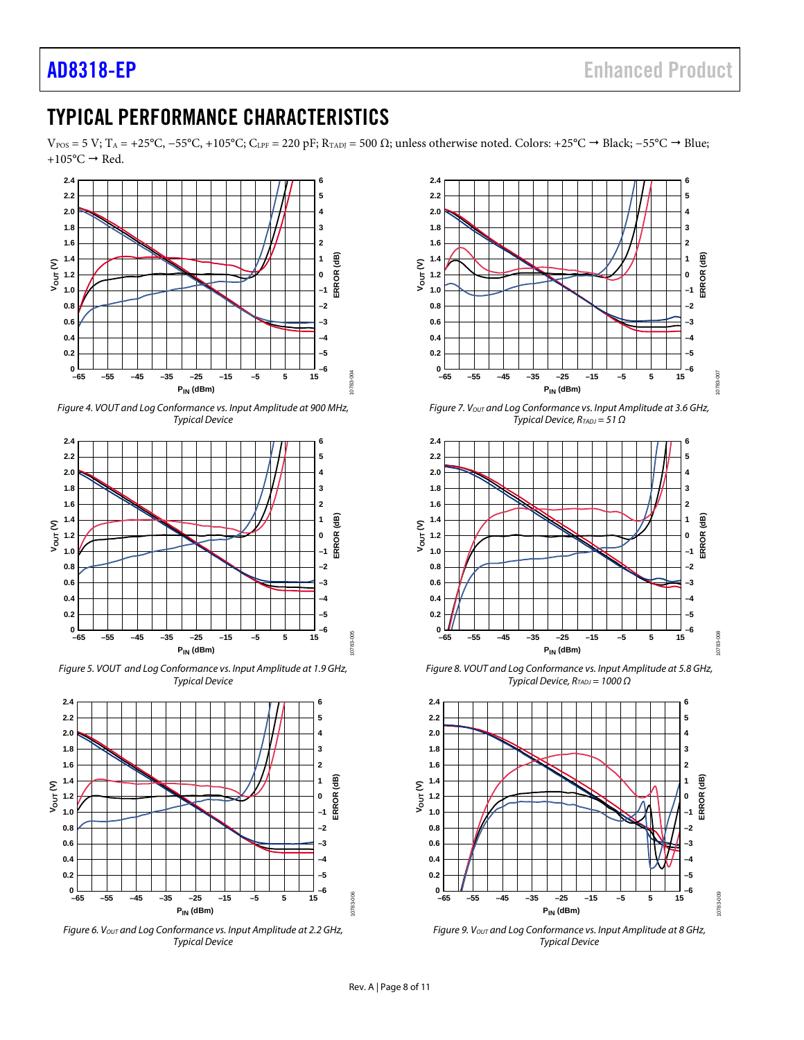## TYPICAL PERFORMANCE CHARACTERISTICS

$V_{POS}$ = 5 V; $T_A$ = +25°C, −55°C, +105°C; $C_{LPF}$ = 220 pF; $R_{TADJ}$ = 500 Ω; unless otherwise noted. Colors: +25°C → Black; −55°C → Blue; +105°C → Red.

Figure 4. VOUT and Log Conformance vs. Input Amplitude at 900 MHz, Typical Device

Figure 5. VOUT and Log Conformance vs. Input Amplitude at 1.9 GHz, Typical Device

Figure 6. $V_{OUT}$ and Log Conformance vs. Input Amplitude at 2.2 GHz, Typical Device

Figure 7. $V_{OUT}$ and Log Conformance vs. Input Amplitude at 3.6 GHz, Typical Device, $R_{TADJ}$ = 51 Ω

Figure 8. VOUT and Log Conformance vs. Input Amplitude at 5.8 GHz, Typical Device, $R_{TADJ}$ = 1000 Ω

Figure 9. $V_{OUT}$ and Log Conformance vs. Input Amplitude at 8 GHz, Typical Device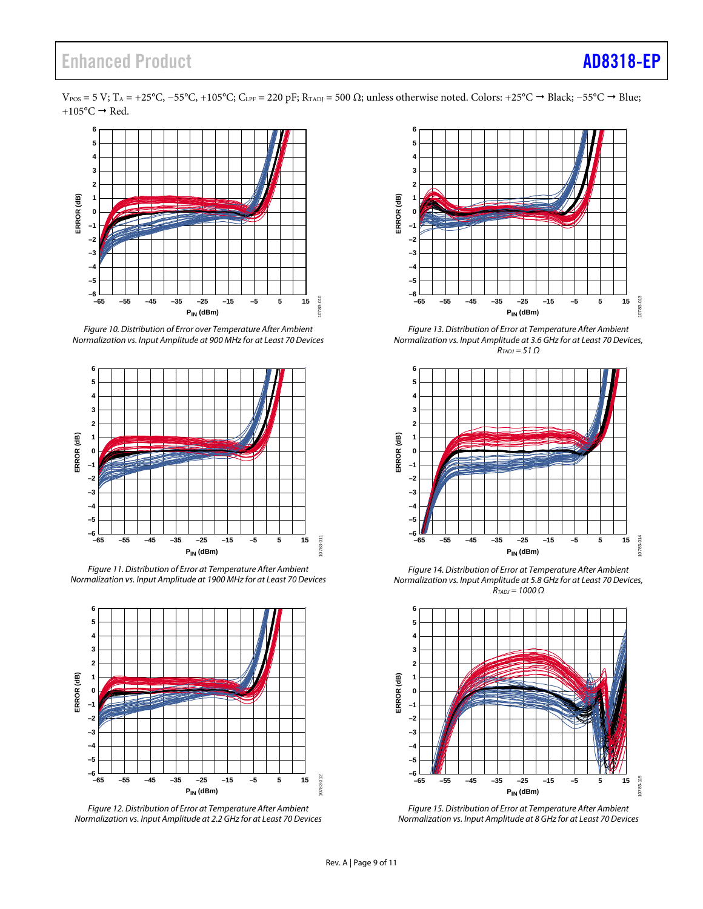$V_{POS}$ = 5 V; $T_A$ = +25°C, −55°C, +105°C; $C_{LPF}$ = 220 pF; $R_{TADJ}$ = 500 Ω; unless otherwise noted. Colors: +25°C → Black; −55°C → Blue; +105°C → Red.

Figure 10. Distribution of Error over Temperature After Ambient Normalization vs. Input Amplitude at 900 MHz for at Least 70 Devices

Figure 11. Distribution of Error at Temperature After Ambient Normalization vs. Input Amplitude at 1900 MHz for at Least 70 Devices

Figure 12. Distribution of Error at Temperature After Ambient Normalization vs. Input Amplitude at 2.2 GHz for at Least 70 Devices

Figure 13. Distribution of Error at Temperature After Ambient Normalization vs. Input Amplitude at 3.6 GHz for at Least 70 Devices, $R_{TADJ}$ = 51 Ω

Figure 14. Distribution of Error at Temperature After Ambient Normalization vs. Input Amplitude at 5.8 GHz for at Least 70 Devices, $R_{TADJ}$ = 1000 Ω

Figure 15. Distribution of Error at Temperature After Ambient Normalization vs. Input Amplitude at 8 GHz for at Least 70 Devices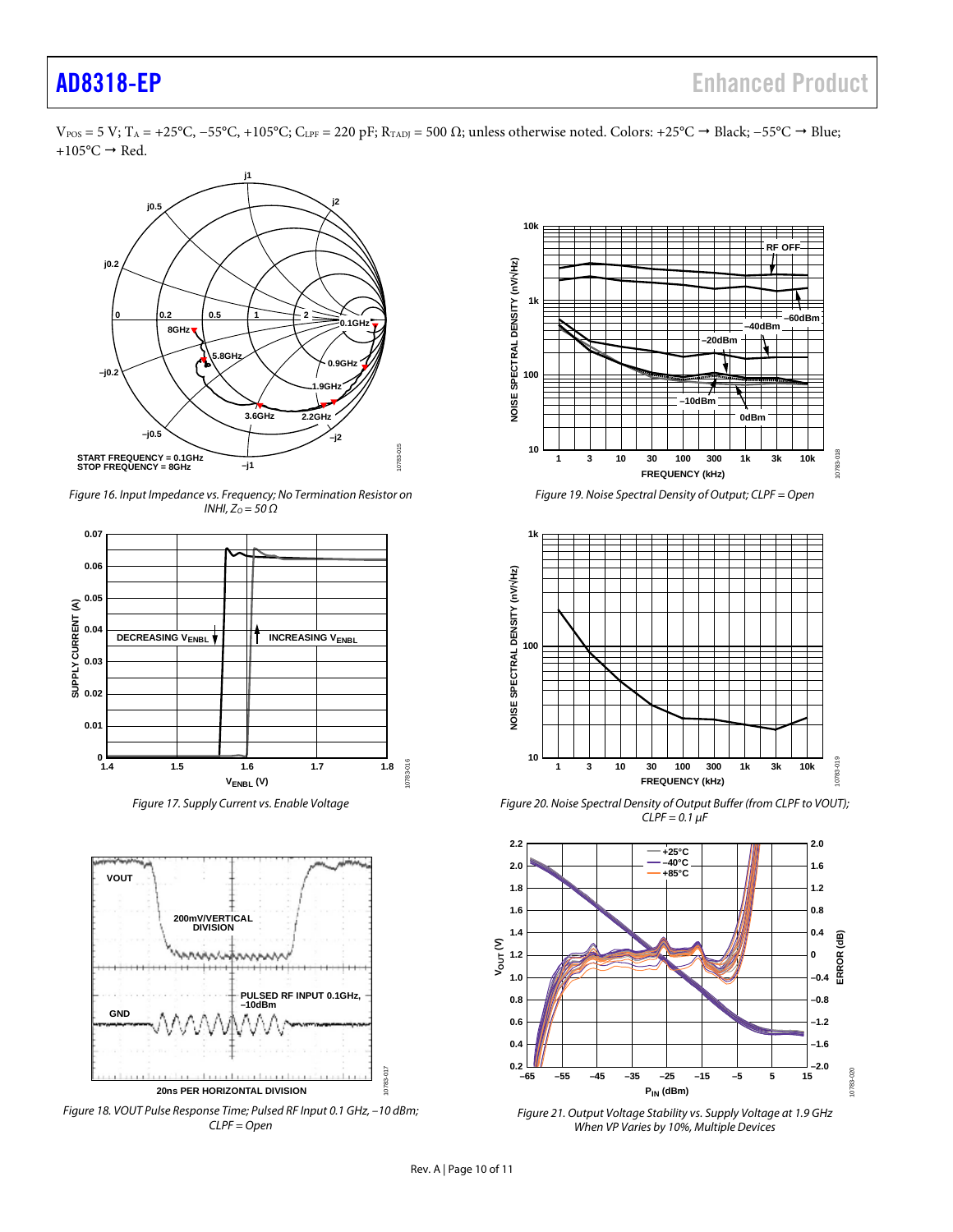$V_{POS}$ = 5 V; $T_A$ = +25°C, −55°C, +105°C; $C_{LPF}$ = 220 pF; $R_{TADJ}$ = 500 Ω; unless otherwise noted. Colors: +25°C → Black; −55°C → Blue; +105°C → Red.

*Figure 16. Input Impedance vs. Frequency; No Termination Resistor on INHI, $Z_O$ = 50 Ω*

*Figure 17. Supply Current vs. Enable Voltage*

*Figure 18. VOUT Pulse Response Time; Pulsed RF Input 0.1 GHz, −10 dBm; CLPF = Open*

*Figure 19. Noise Spectral Density of Output; CLPF = Open*

*Figure 20. Noise Spectral Density of Output Buffer (from CLPF to VOUT); CLPF = 0.1 µF*

*Figure 21. Output Voltage Stability vs. Supply Voltage at 1.9 GHz When VP Varies by 10%, Multiple Devices*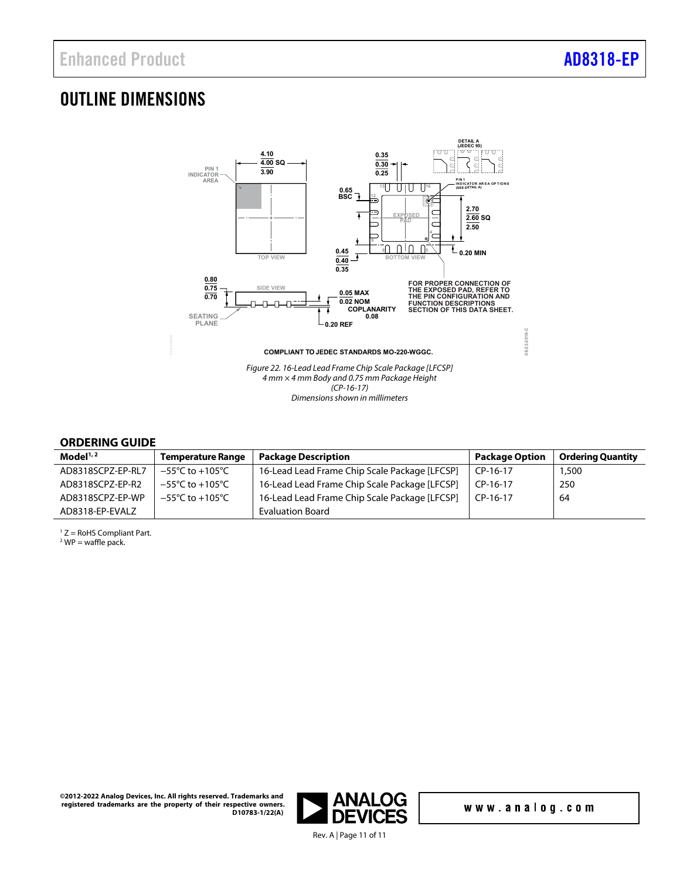## OUTLINE DIMENSIONS

4.10
4.00 SQ
3.90

PIN 1 INDICATOR AREA

TOP VIEW

0.35
0.30
0.25

DETAIL A (JEDEC 95)

PIN 1 INDICATOR AREA OPTIONS (SEE DETAIL A)

0.65 BSC

13
16
12
1
EXPOSED PAD
9
4
8
5

2.70
2.60 SQ
2.50

0.45
0.40
0.35

BOTTOM VIEW

0.20 MIN

0.80
0.75
0.70

SIDE VIEW

0.05 MAX
0.02 NOM

COPLANARITY 0.08

0.20 REF

SEATING PLANE

FOR PROPER CONNECTION OF THE EXPOSED PAD, REFER TO THE PIN CONFIGURATION AND FUNCTION DESCRIPTIONS SECTION OF THIS DATA SHEET.

08-23-2016-C

COMPLIANT TO JEDEC STANDARDS MO-220-WGGC.

*Figure 22. 16-Lead Lead Frame Chip Scale Package [LFCSP]*
*4 mm × 4 mm Body and 0.75 mm Package Height*
*(CP-16-17)*
*Dimensions shown in millimeters*

## ORDERING GUIDE

| Model[1, 2] | Temperature Range | Package Description | Package Option | Ordering Quantity |
|---|---|---|---|---|
| AD8318SCPZ-EP-RL7 | −55°C to +105°C | 16-Lead Lead Frame Chip Scale Package [LFCSP] | CP-16-17 | 1,500 |
| AD8318SCPZ-EP-R2 | −55°C to +105°C | 16-Lead Lead Frame Chip Scale Package [LFCSP] | CP-16-17 | 250 |
| AD8318SCPZ-EP-WP | −55°C to +105°C | 16-Lead Lead Frame Chip Scale Package [LFCSP] | CP-16-17 | 64 |
| AD8318-EP-EVALZ | | Evaluation Board | | |

[1] Z = RoHS Compliant Part.
[2] WP = waffle pack.

**©2012-2022 Analog Devices, Inc. All rights reserved. Trademarks and registered trademarks are the property of their respective owners. D10783-1/22(A)**